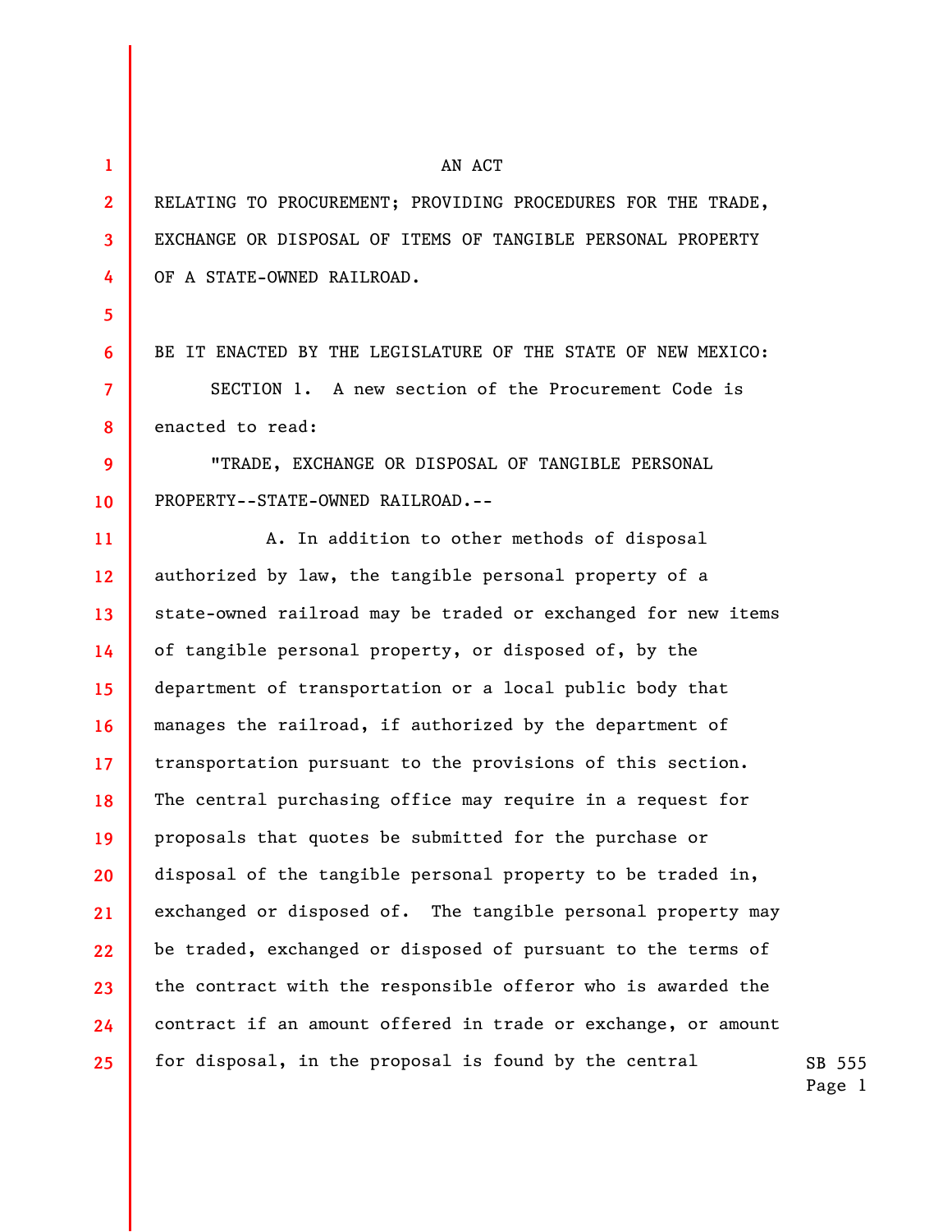AN ACT

RELATING TO PROCUREMENT; PROVIDING PROCEDURES FOR THE TRADE, EXCHANGE OR DISPOSAL OF ITEMS OF TANGIBLE PERSONAL PROPERTY OF A STATE-OWNED RAILROAD.

BE IT ENACTED BY THE LEGISLATURE OF THE STATE OF NEW MEXICO:

SECTION 1. A new section of the Procurement Code is enacted to read:

"TRADE, EXCHANGE OR DISPOSAL OF TANGIBLE PERSONAL PROPERTY--STATE-OWNED RAILROAD.--

A. In addition to other methods of disposal authorized by law, the tangible personal property of a state-owned railroad may be traded or exchanged for new items of tangible personal property, or disposed of, by the department of transportation or a local public body that manages the railroad, if authorized by the department of transportation pursuant to the provisions of this section. The central purchasing office may require in a request for proposals that quotes be submitted for the purchase or disposal of the tangible personal property to be traded in, exchanged or disposed of. The tangible personal property may be traded, exchanged or disposed of pursuant to the terms of the contract with the responsible offeror who is awarded the contract if an amount offered in trade or exchange, or amount for disposal, in the proposal is found by the central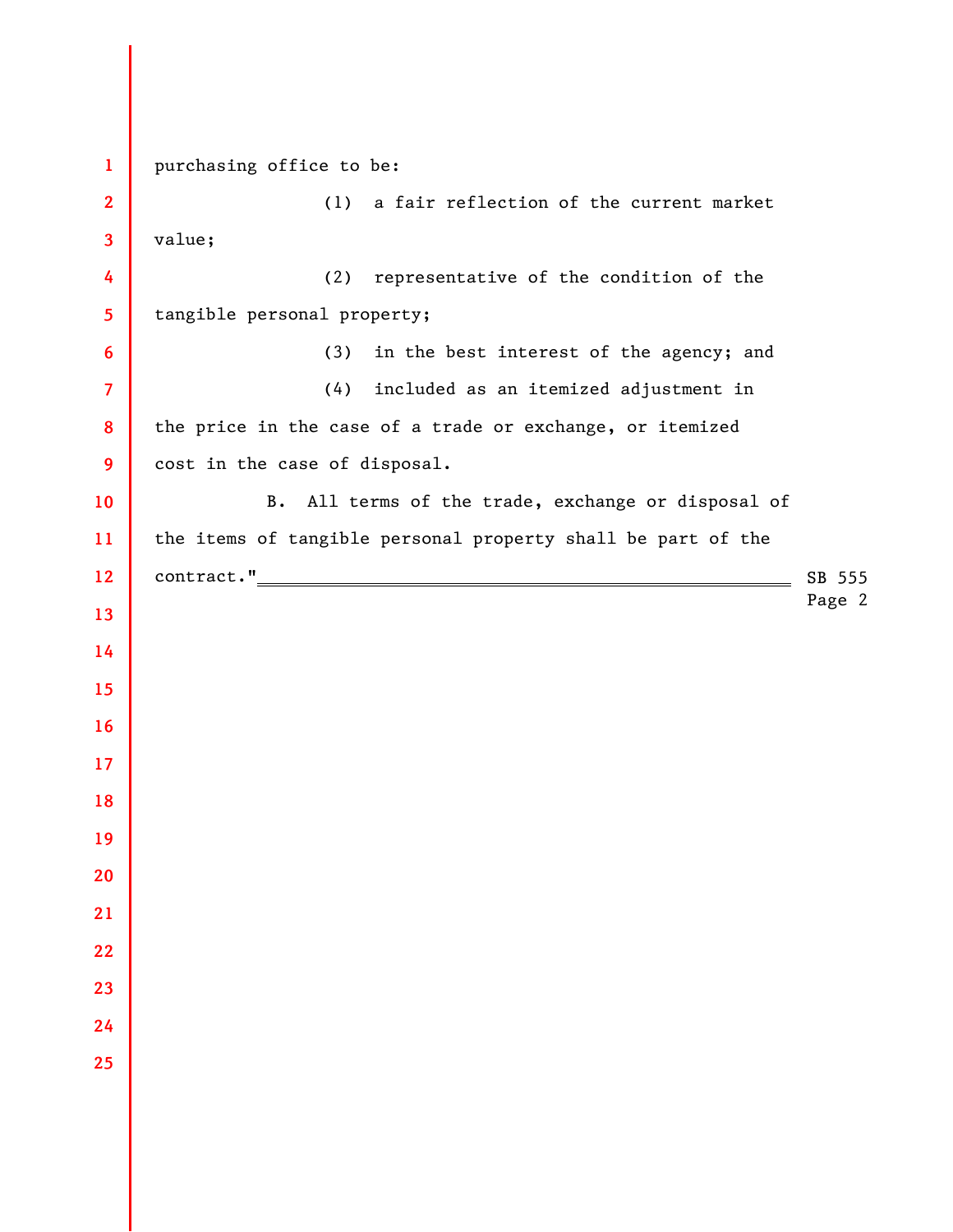purchasing office to be:

(1) a fair reflection of the current market value;

(2) representative of the condition of the tangible personal property;

(3) in the best interest of the agency; and

(4) included as an itemized adjustment in the price in the case of a trade or exchange, or itemized cost in the case of disposal.

B. All terms of the trade, exchange or disposal of the items of tangible personal property shall be part of the contract."